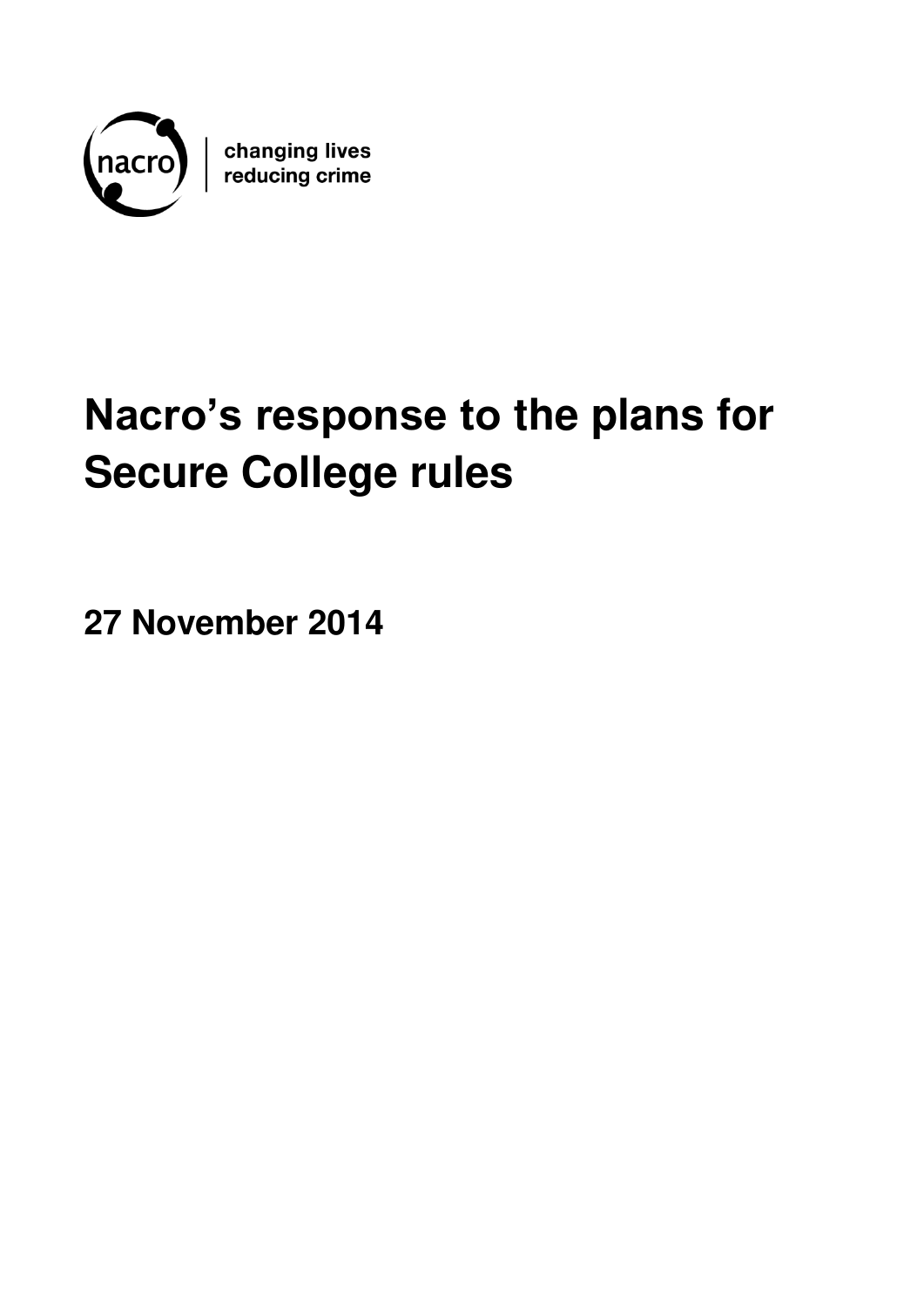nacro

changing lives
reducing crime

# Nacro's response to the plans for Secure College rules

**27 November 2014**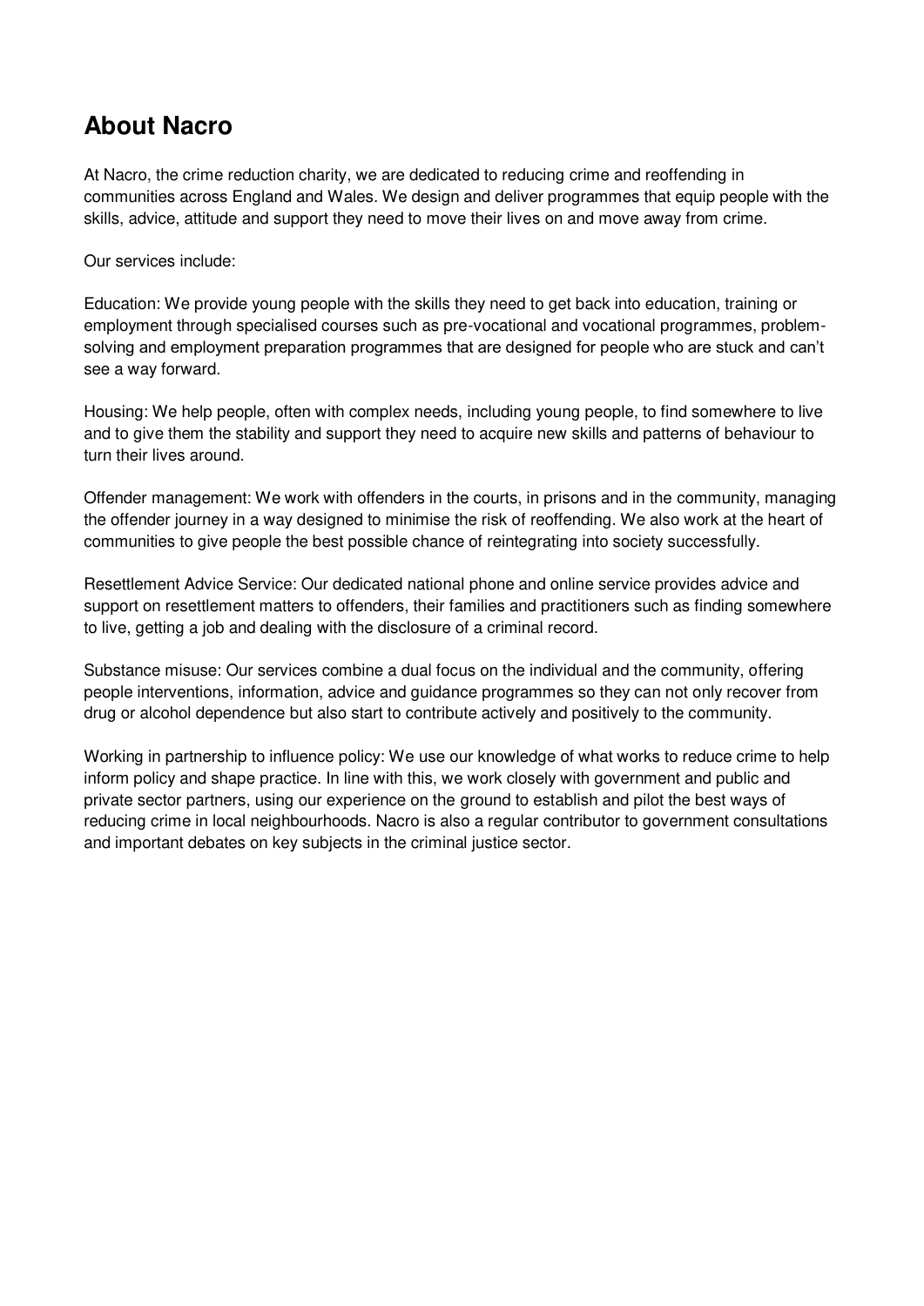## About Nacro

At Nacro, the crime reduction charity, we are dedicated to reducing crime and reoffending in communities across England and Wales. We design and deliver programmes that equip people with the skills, advice, attitude and support they need to move their lives on and move away from crime.

Our services include:

Education: We provide young people with the skills they need to get back into education, training or employment through specialised courses such as pre-vocational and vocational programmes, problem-solving and employment preparation programmes that are designed for people who are stuck and can't see a way forward.

Housing: We help people, often with complex needs, including young people, to find somewhere to live and to give them the stability and support they need to acquire new skills and patterns of behaviour to turn their lives around.

Offender management: We work with offenders in the courts, in prisons and in the community, managing the offender journey in a way designed to minimise the risk of reoffending. We also work at the heart of communities to give people the best possible chance of reintegrating into society successfully.

Resettlement Advice Service: Our dedicated national phone and online service provides advice and support on resettlement matters to offenders, their families and practitioners such as finding somewhere to live, getting a job and dealing with the disclosure of a criminal record.

Substance misuse: Our services combine a dual focus on the individual and the community, offering people interventions, information, advice and guidance programmes so they can not only recover from drug or alcohol dependence but also start to contribute actively and positively to the community.

Working in partnership to influence policy: We use our knowledge of what works to reduce crime to help inform policy and shape practice. In line with this, we work closely with government and public and private sector partners, using our experience on the ground to establish and pilot the best ways of reducing crime in local neighbourhoods. Nacro is also a regular contributor to government consultations and important debates on key subjects in the criminal justice sector.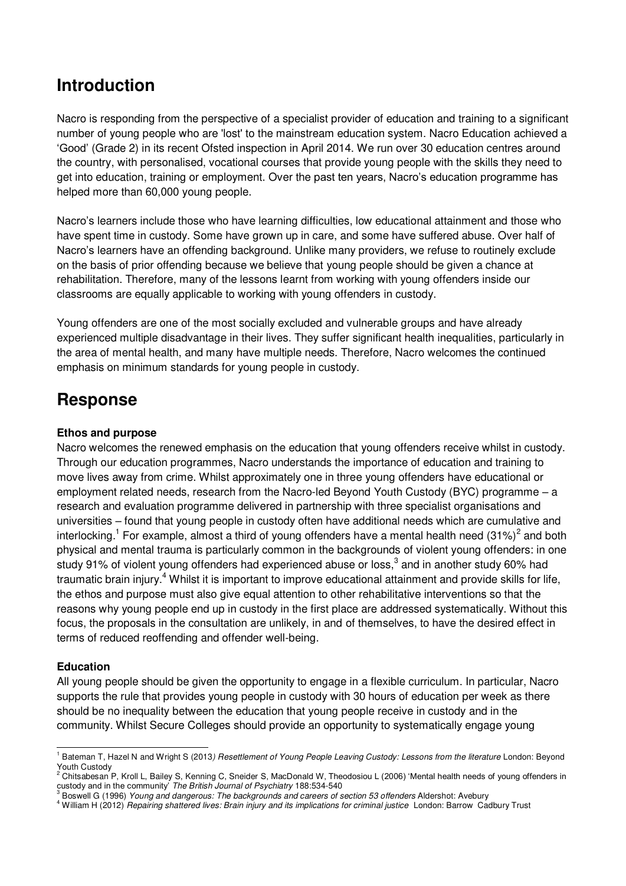## Introduction

Nacro is responding from the perspective of a specialist provider of education and training to a significant number of young people who are 'lost' to the mainstream education system. Nacro Education achieved a 'Good' (Grade 2) in its recent Ofsted inspection in April 2014. We run over 30 education centres around the country, with personalised, vocational courses that provide young people with the skills they need to get into education, training or employment. Over the past ten years, Nacro's education programme has helped more than 60,000 young people.

Nacro's learners include those who have learning difficulties, low educational attainment and those who have spent time in custody. Some have grown up in care, and some have suffered abuse. Over half of Nacro's learners have an offending background. Unlike many providers, we refuse to routinely exclude on the basis of prior offending because we believe that young people should be given a chance at rehabilitation. Therefore, many of the lessons learnt from working with young offenders inside our classrooms are equally applicable to working with young offenders in custody.

Young offenders are one of the most socially excluded and vulnerable groups and have already experienced multiple disadvantage in their lives. They suffer significant health inequalities, particularly in the area of mental health, and many have multiple needs. Therefore, Nacro welcomes the continued emphasis on minimum standards for young people in custody.

## Response

**Ethos and purpose**

Nacro welcomes the renewed emphasis on the education that young offenders receive whilst in custody. Through our education programmes, Nacro understands the importance of education and training to move lives away from crime. Whilst approximately one in three young offenders have educational or employment related needs, research from the Nacro-led Beyond Youth Custody (BYC) programme – a research and evaluation programme delivered in partnership with three specialist organisations and universities – found that young people in custody often have additional needs which are cumulative and interlocking.[1] For example, almost a third of young offenders have a mental health need (31%)[2] and both physical and mental trauma is particularly common in the backgrounds of violent young offenders: in one study 91% of violent young offenders had experienced abuse or loss,[3] and in another study 60% had traumatic brain injury.[4] Whilst it is important to improve educational attainment and provide skills for life, the ethos and purpose must also give equal attention to other rehabilitative interventions so that the reasons why young people end up in custody in the first place are addressed systematically. Without this focus, the proposals in the consultation are unlikely, in and of themselves, to have the desired effect in terms of reduced reoffending and offender well-being.

**Education**

All young people should be given the opportunity to engage in a flexible curriculum. In particular, Nacro supports the rule that provides young people in custody with 30 hours of education per week as there should be no inequality between the education that young people receive in custody and in the community. Whilst Secure Colleges should provide an opportunity to systematically engage young

---

[1] Bateman T, Hazel N and Wright S (2013) *Resettlement of Young People Leaving Custody: Lessons from the literature* London: Beyond Youth Custody

[2] Chitsabesan P, Kroll L, Bailey S, Kenning C, Sneider S, MacDonald W, Theodosiou L (2006) 'Mental health needs of young offenders in custody and in the community' *The British Journal of Psychiatry* 188:534-540

[3] Boswell G (1996) *Young and dangerous: The backgrounds and careers of section 53 offenders* Aldershot: Avebury

[4] William H (2012) *Repairing shattered lives: Brain injury and its implications for criminal justice* London: Barrow Cadbury Trust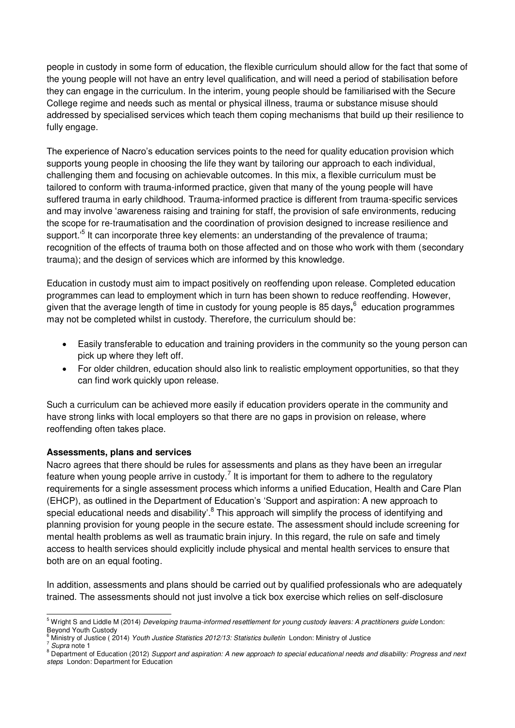people in custody in some form of education, the flexible curriculum should allow for the fact that some of the young people will not have an entry level qualification, and will need a period of stabilisation before they can engage in the curriculum. In the interim, young people should be familiarised with the Secure College regime and needs such as mental or physical illness, trauma or substance misuse should addressed by specialised services which teach them coping mechanisms that build up their resilience to fully engage.

The experience of Nacro's education services points to the need for quality education provision which supports young people in choosing the life they want by tailoring our approach to each individual, challenging them and focusing on achievable outcomes. In this mix, a flexible curriculum must be tailored to conform with trauma-informed practice, given that many of the young people will have suffered trauma in early childhood. Trauma-informed practice is different from trauma-specific services and may involve 'awareness raising and training for staff, the provision of safe environments, reducing the scope for re-traumatisation and the coordination of provision designed to increase resilience and support.'[5] It can incorporate three key elements: an understanding of the prevalence of trauma; recognition of the effects of trauma both on those affected and on those who work with them (secondary trauma); and the design of services which are informed by this knowledge.

Education in custody must aim to impact positively on reoffending upon release. Completed education programmes can lead to employment which in turn has been shown to reduce reoffending. However, given that the average length of time in custody for young people is 85 days**,**[6] education programmes may not be completed whilst in custody. Therefore, the curriculum should be:

- Easily transferable to education and training providers in the community so the young person can pick up where they left off.
- For older children, education should also link to realistic employment opportunities, so that they can find work quickly upon release.

Such a curriculum can be achieved more easily if education providers operate in the community and have strong links with local employers so that there are no gaps in provision on release, where reoffending often takes place.

**Assessments, plans and services**

Nacro agrees that there should be rules for assessments and plans as they have been an irregular feature when young people arrive in custody.[7] It is important for them to adhere to the regulatory requirements for a single assessment process which informs a unified Education, Health and Care Plan (EHCP), as outlined in the Department of Education's 'Support and aspiration: A new approach to special educational needs and disability'.[8] This approach will simplify the process of identifying and planning provision for young people in the secure estate. The assessment should include screening for mental health problems as well as traumatic brain injury. In this regard, the rule on safe and timely access to health services should explicitly include physical and mental health services to ensure that both are on an equal footing.

In addition, assessments and plans should be carried out by qualified professionals who are adequately trained. The assessments should not just involve a tick box exercise which relies on self-disclosure

---

[5] Wright S and Liddle M (2014) *Developing trauma-informed resettlement for young custody leavers: A practitioners guide* London: Beyond Youth Custody

[6] Ministry of Justice ( 2014) *Youth Justice Statistics 2012/13: Statistics bulletin* London: Ministry of Justice

[7] *Supra* note 1

[8] Department of Education (2012) *Support and aspiration: A new approach to special educational needs and disability: Progress and next steps* London: Department for Education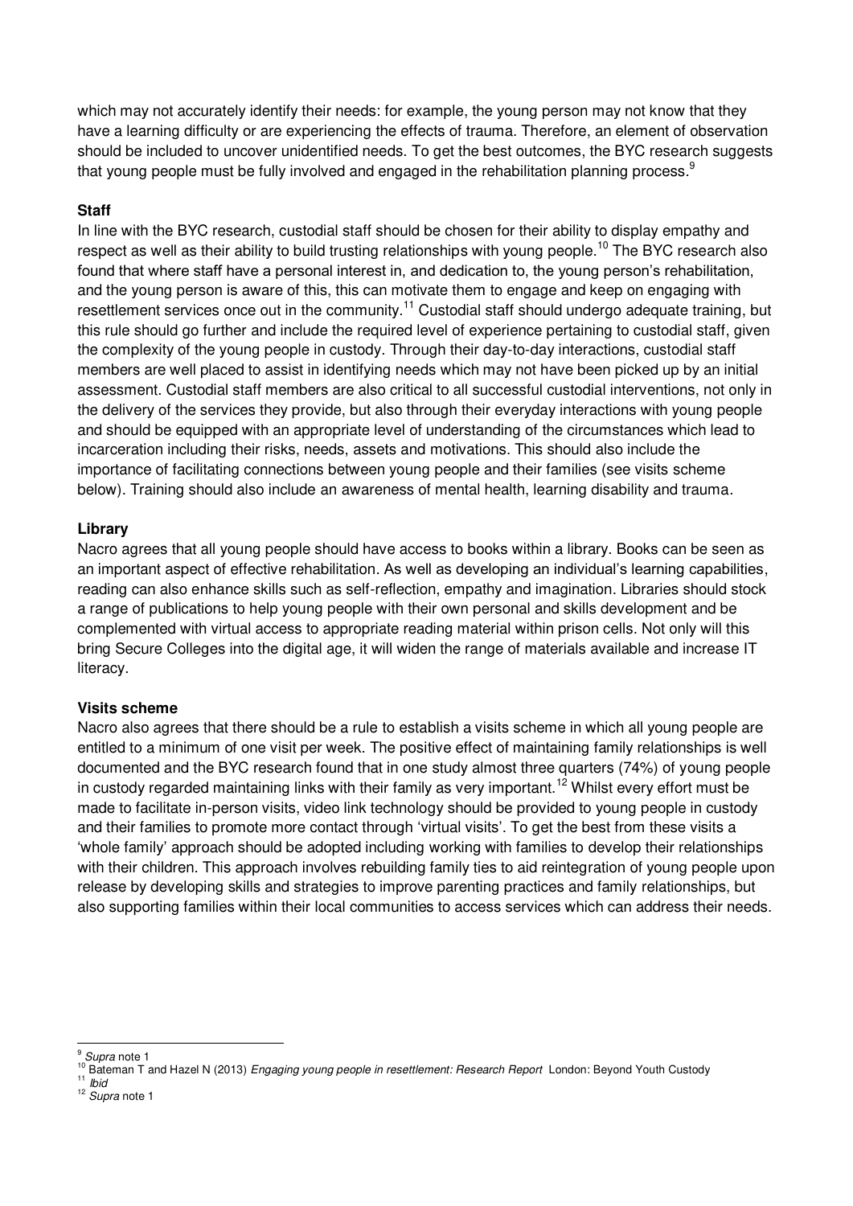which may not accurately identify their needs: for example, the young person may not know that they have a learning difficulty or are experiencing the effects of trauma. Therefore, an element of observation should be included to uncover unidentified needs. To get the best outcomes, the BYC research suggests that young people must be fully involved and engaged in the rehabilitation planning process.[9]

**Staff**

In line with the BYC research, custodial staff should be chosen for their ability to display empathy and respect as well as their ability to build trusting relationships with young people.[10] The BYC research also found that where staff have a personal interest in, and dedication to, the young person's rehabilitation, and the young person is aware of this, this can motivate them to engage and keep on engaging with resettlement services once out in the community.[11] Custodial staff should undergo adequate training, but this rule should go further and include the required level of experience pertaining to custodial staff, given the complexity of the young people in custody. Through their day-to-day interactions, custodial staff members are well placed to assist in identifying needs which may not have been picked up by an initial assessment. Custodial staff members are also critical to all successful custodial interventions, not only in the delivery of the services they provide, but also through their everyday interactions with young people and should be equipped with an appropriate level of understanding of the circumstances which lead to incarceration including their risks, needs, assets and motivations. This should also include the importance of facilitating connections between young people and their families (see visits scheme below). Training should also include an awareness of mental health, learning disability and trauma.

**Library**

Nacro agrees that all young people should have access to books within a library. Books can be seen as an important aspect of effective rehabilitation. As well as developing an individual's learning capabilities, reading can also enhance skills such as self-reflection, empathy and imagination. Libraries should stock a range of publications to help young people with their own personal and skills development and be complemented with virtual access to appropriate reading material within prison cells. Not only will this bring Secure Colleges into the digital age, it will widen the range of materials available and increase IT literacy.

**Visits scheme**

Nacro also agrees that there should be a rule to establish a visits scheme in which all young people are entitled to a minimum of one visit per week. The positive effect of maintaining family relationships is well documented and the BYC research found that in one study almost three quarters (74%) of young people in custody regarded maintaining links with their family as very important.[12] Whilst every effort must be made to facilitate in-person visits, video link technology should be provided to young people in custody and their families to promote more contact through 'virtual visits'. To get the best from these visits a 'whole family' approach should be adopted including working with families to develop their relationships with their children. This approach involves rebuilding family ties to aid reintegration of young people upon release by developing skills and strategies to improve parenting practices and family relationships, but also supporting families within their local communities to access services which can address their needs.

---

[9] *Supra* note 1

[10] Bateman T and Hazel N (2013) *Engaging young people in resettlement: Research Report* London: Beyond Youth Custody

[11] *Ibid*

[12] *Supra* note 1